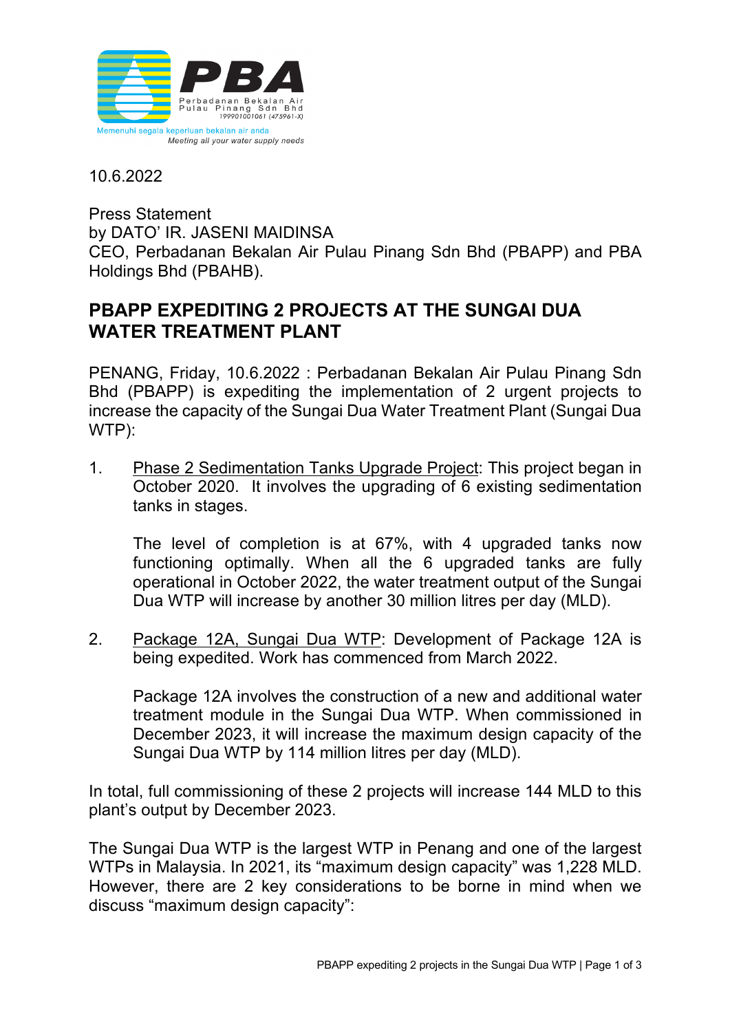10.6.2022

Press Statement
by DATO' IR. JASENI MAIDINSA
CEO, Perbadanan Bekalan Air Pulau Pinang Sdn Bhd (PBAPP) and PBA Holdings Bhd (PBAHB).

# PBAPP EXPEDITING 2 PROJECTS AT THE SUNGAI DUA WATER TREATMENT PLANT

PENANG, Friday, 10.6.2022 : Perbadanan Bekalan Air Pulau Pinang Sdn Bhd (PBAPP) is expediting the implementation of 2 urgent projects to increase the capacity of the Sungai Dua Water Treatment Plant (Sungai Dua WTP):

1. Phase 2 Sedimentation Tanks Upgrade Project: This project began in October 2020. It involves the upgrading of 6 existing sedimentation tanks in stages.

   The level of completion is at 67%, with 4 upgraded tanks now functioning optimally. When all the 6 upgraded tanks are fully operational in October 2022, the water treatment output of the Sungai Dua WTP will increase by another 30 million litres per day (MLD).

2. Package 12A, Sungai Dua WTP: Development of Package 12A is being expedited. Work has commenced from March 2022.

   Package 12A involves the construction of a new and additional water treatment module in the Sungai Dua WTP. When commissioned in December 2023, it will increase the maximum design capacity of the Sungai Dua WTP by 114 million litres per day (MLD).

In total, full commissioning of these 2 projects will increase 144 MLD to this plant's output by December 2023.

The Sungai Dua WTP is the largest WTP in Penang and one of the largest WTPs in Malaysia. In 2021, its "maximum design capacity" was 1,228 MLD. However, there are 2 key considerations to be borne in mind when we discuss "maximum design capacity":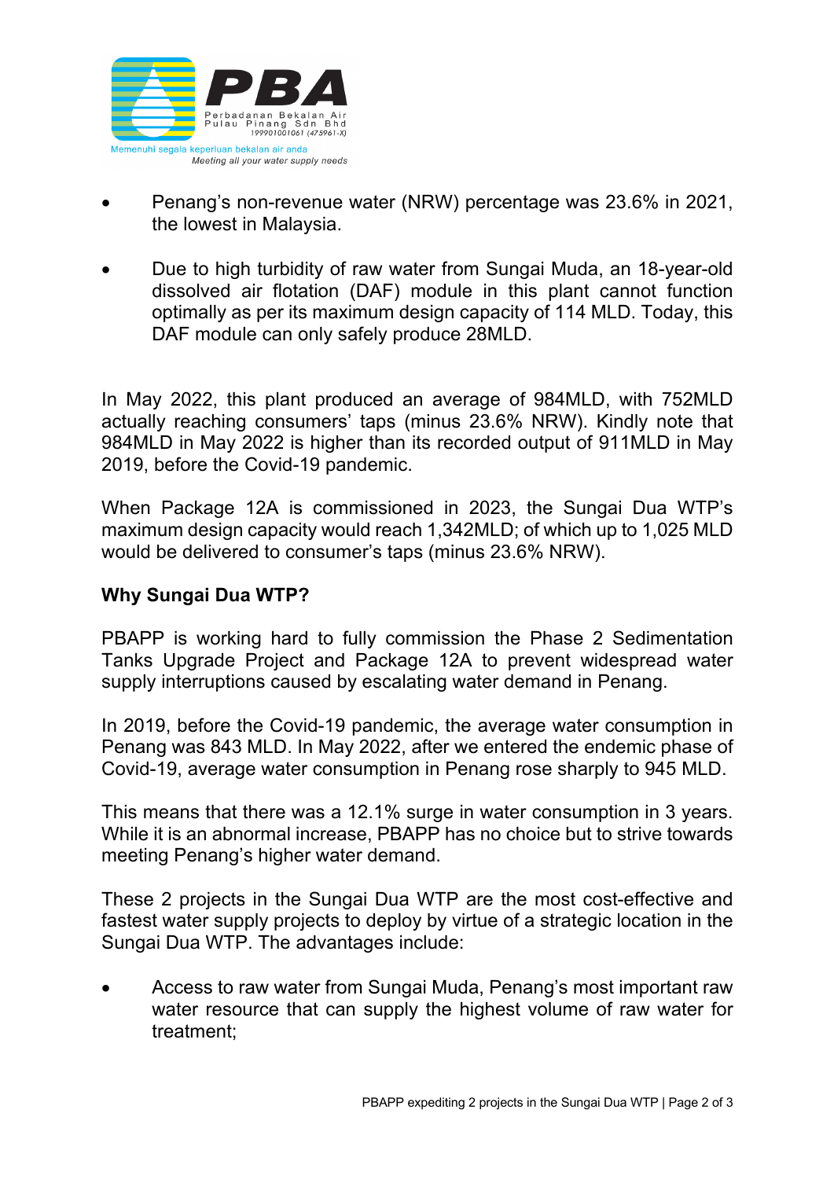- Penang's non-revenue water (NRW) percentage was 23.6% in 2021, the lowest in Malaysia.

- Due to high turbidity of raw water from Sungai Muda, an 18-year-old dissolved air flotation (DAF) module in this plant cannot function optimally as per its maximum design capacity of 114 MLD. Today, this DAF module can only safely produce 28MLD.

In May 2022, this plant produced an average of 984MLD, with 752MLD actually reaching consumers' taps (minus 23.6% NRW). Kindly note that 984MLD in May 2022 is higher than its recorded output of 911MLD in May 2019, before the Covid-19 pandemic.

When Package 12A is commissioned in 2023, the Sungai Dua WTP's maximum design capacity would reach 1,342MLD; of which up to 1,025 MLD would be delivered to consumer's taps (minus 23.6% NRW).

**Why Sungai Dua WTP?**

PBAPP is working hard to fully commission the Phase 2 Sedimentation Tanks Upgrade Project and Package 12A to prevent widespread water supply interruptions caused by escalating water demand in Penang.

In 2019, before the Covid-19 pandemic, the average water consumption in Penang was 843 MLD. In May 2022, after we entered the endemic phase of Covid-19, average water consumption in Penang rose sharply to 945 MLD.

This means that there was a 12.1% surge in water consumption in 3 years. While it is an abnormal increase, PBAPP has no choice but to strive towards meeting Penang's higher water demand.

These 2 projects in the Sungai Dua WTP are the most cost-effective and fastest water supply projects to deploy by virtue of a strategic location in the Sungai Dua WTP. The advantages include:

- Access to raw water from Sungai Muda, Penang's most important raw water resource that can supply the highest volume of raw water for treatment;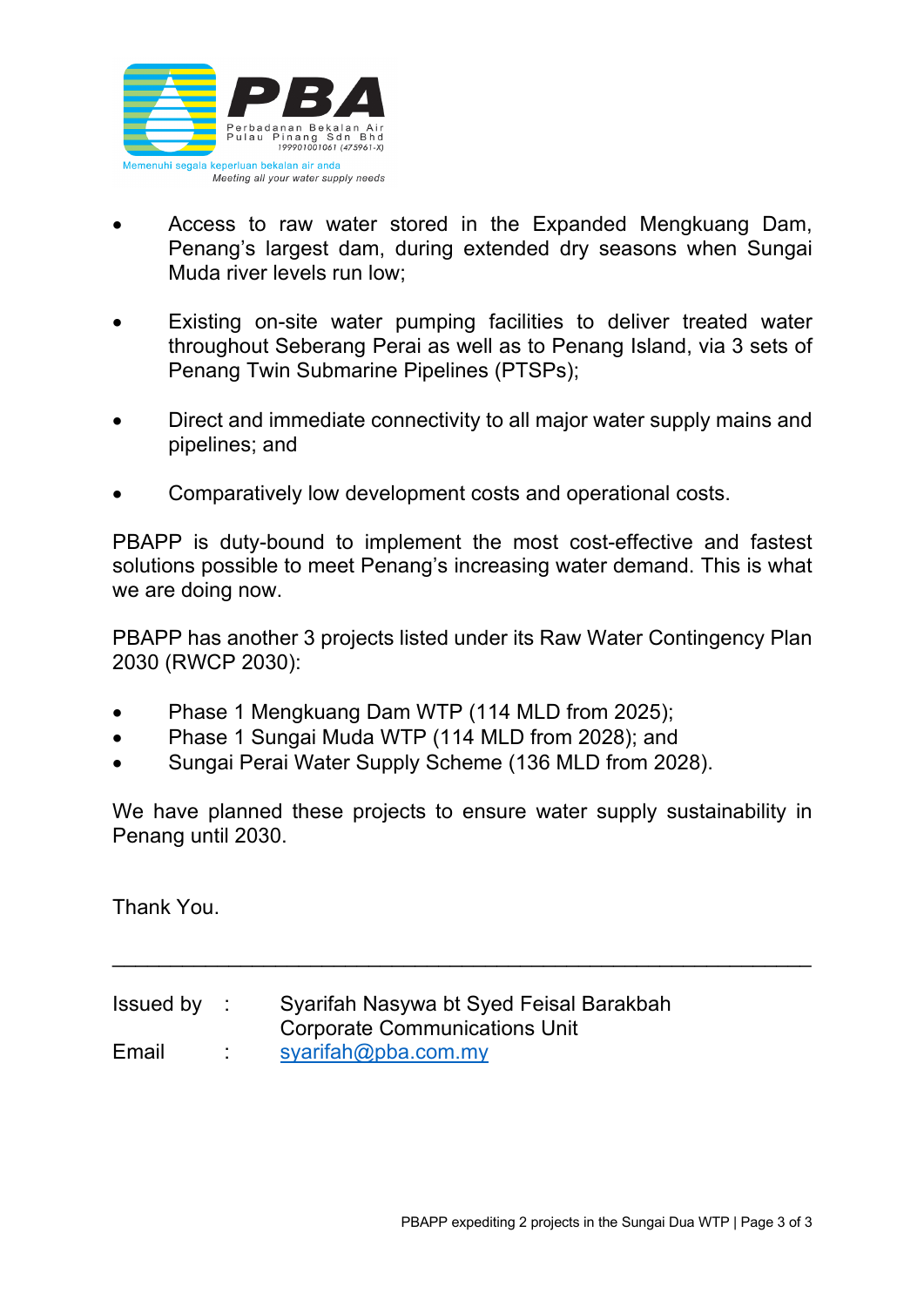- Access to raw water stored in the Expanded Mengkuang Dam, Penang's largest dam, during extended dry seasons when Sungai Muda river levels run low;

- Existing on-site water pumping facilities to deliver treated water throughout Seberang Perai as well as to Penang Island, via 3 sets of Penang Twin Submarine Pipelines (PTSPs);

- Direct and immediate connectivity to all major water supply mains and pipelines; and

- Comparatively low development costs and operational costs.

PBAPP is duty-bound to implement the most cost-effective and fastest solutions possible to meet Penang's increasing water demand. This is what we are doing now.

PBAPP has another 3 projects listed under its Raw Water Contingency Plan 2030 (RWCP 2030):

- Phase 1 Mengkuang Dam WTP (114 MLD from 2025);
- Phase 1 Sungai Muda WTP (114 MLD from 2028); and
- Sungai Perai Water Supply Scheme (136 MLD from 2028).

We have planned these projects to ensure water supply sustainability in Penang until 2030.

Thank You.

---

Issued by : Syarifah Nasywa bt Syed Feisal Barakbah
Corporate Communications Unit

Email : syarifah@pba.com.my